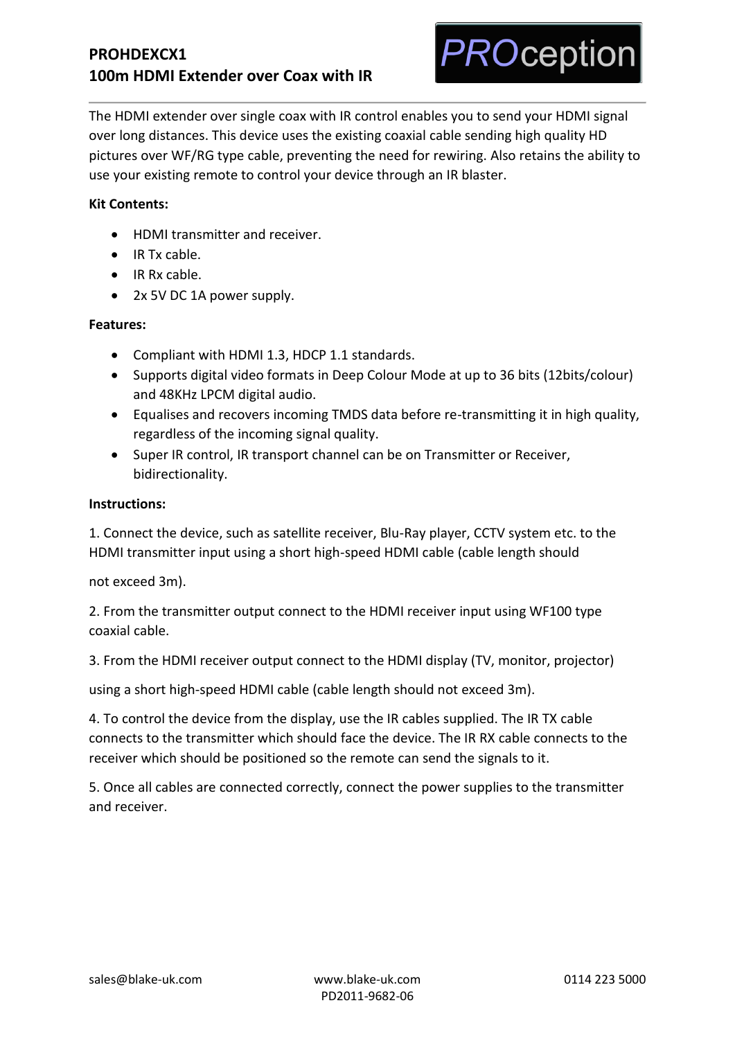# PROHDEXCX1
## 100m HDMI Extender over Coax with IR

PROception

The HDMI extender over single coax with IR control enables you to send your HDMI signal over long distances. This device uses the existing coaxial cable sending high quality HD pictures over WF/RG type cable, preventing the need for rewiring. Also retains the ability to use your existing remote to control your device through an IR blaster.

**Kit Contents:**

- HDMI transmitter and receiver.
- IR Tx cable.
- IR Rx cable.
- 2x 5V DC 1A power supply.

**Features:**

- Compliant with HDMI 1.3, HDCP 1.1 standards.
- Supports digital video formats in Deep Colour Mode at up to 36 bits (12bits/colour) and 48KHz LPCM digital audio.
- Equalises and recovers incoming TMDS data before re-transmitting it in high quality, regardless of the incoming signal quality.
- Super IR control, IR transport channel can be on Transmitter or Receiver, bidirectionality.

**Instructions:**

1. Connect the device, such as satellite receiver, Blu-Ray player, CCTV system etc. to the HDMI transmitter input using a short high-speed HDMI cable (cable length should not exceed 3m).

2. From the transmitter output connect to the HDMI receiver input using WF100 type coaxial cable.

3. From the HDMI receiver output connect to the HDMI display (TV, monitor, projector) using a short high-speed HDMI cable (cable length should not exceed 3m).

4. To control the device from the display, use the IR cables supplied. The IR TX cable connects to the transmitter which should face the device. The IR RX cable connects to the receiver which should be positioned so the remote can send the signals to it.

5. Once all cables are connected correctly, connect the power supplies to the transmitter and receiver.

sales@blake-uk.com www.blake-uk.com 0114 223 5000
PD2011-9682-06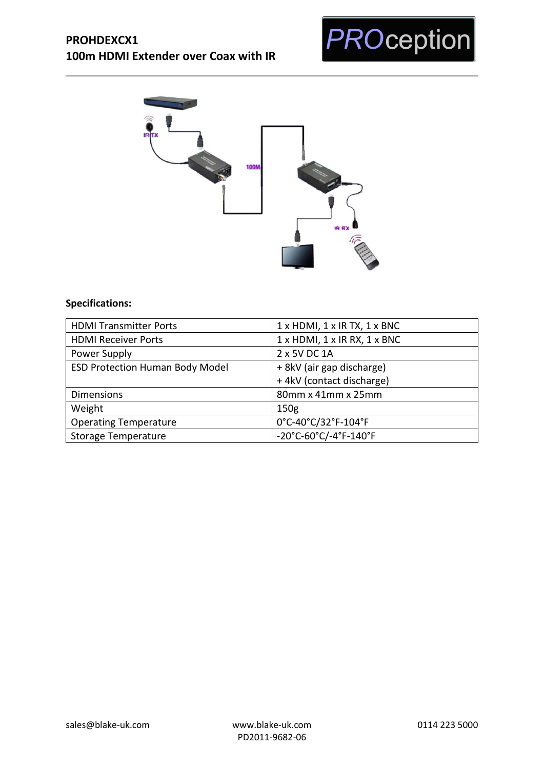# PROHDEXCX1
## 100m HDMI Extender over Coax with IR

IR TX

100M

IR RX

**Specifications:**

| | |
|---|---|
| HDMI Transmitter Ports | 1 x HDMI, 1 x IR TX, 1 x BNC |
| HDMI Receiver Ports | 1 x HDMI, 1 x IR RX, 1 x BNC |
| Power Supply | 2 x 5V DC 1A |
| ESD Protection Human Body Model | + 8kV (air gap discharge)<br>+ 4kV (contact discharge) |
| Dimensions | 80mm x 41mm x 25mm |
| Weight | 150g |
| Operating Temperature | 0°C-40°C/32°F-104°F |
| Storage Temperature | -20°C-60°C/-4°F-140°F |

sales@blake-uk.com www.blake-uk.com 0114 223 5000

PD2011-9682-06